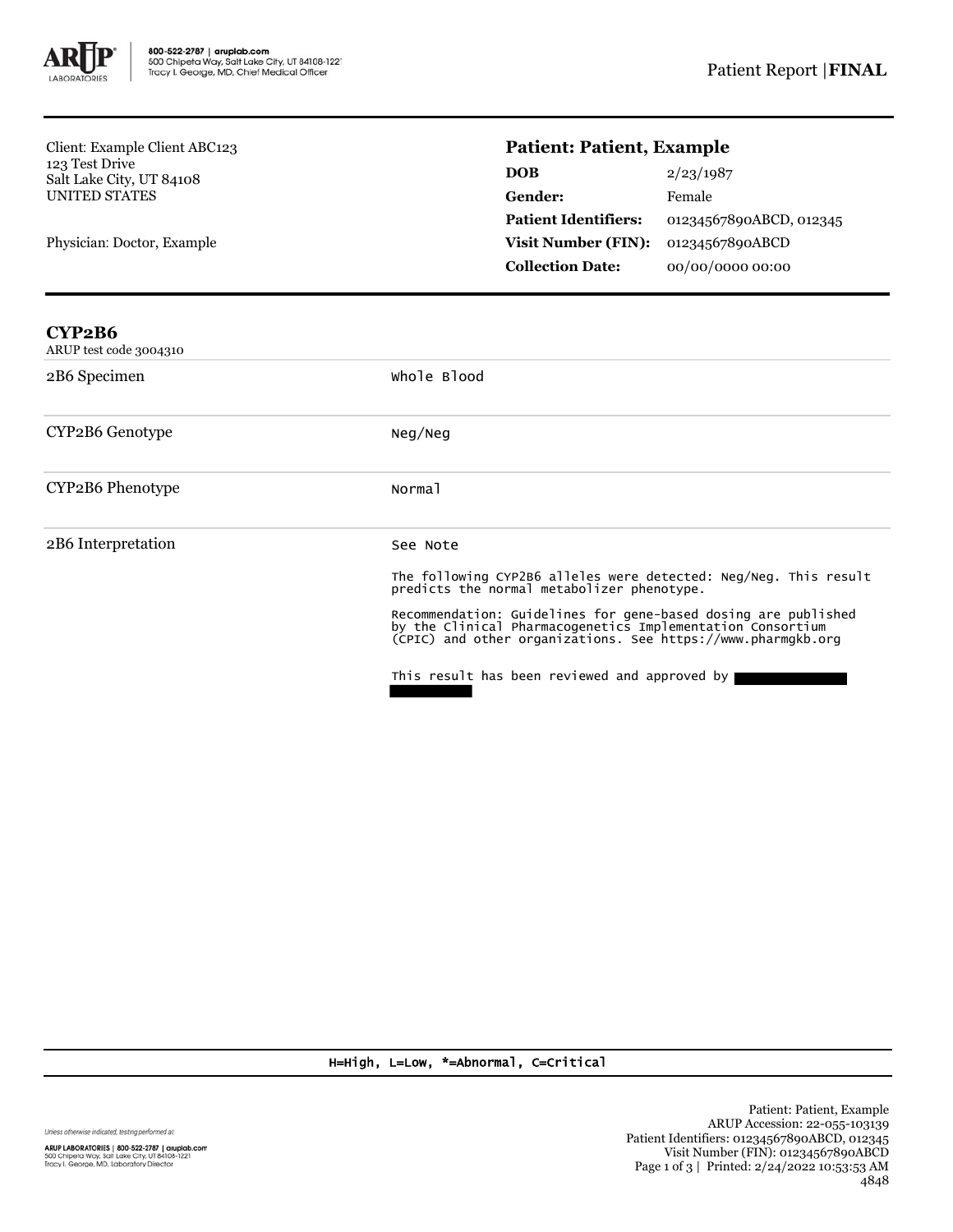800-522-2787 | aruplab.com
500 Chipeta Way, Salt Lake City, UT 84108-122
Tracy I. George, MD, Chief Medical Officer

Patient Report | **FINAL**

Client: Example Client ABC123
123 Test Drive
Salt Lake City, UT 84108
UNITED STATES

Physician: Doctor, Example

**Patient: Patient, Example**

| | |
|---|---|
| **DOB** | 2/23/1987 |
| **Gender:** | Female |
| **Patient Identifiers:** | 01234567890ABCD, 012345 |
| **Visit Number (FIN):** | 01234567890ABCD |
| **Collection Date:** | 00/00/0000 00:00 |

## CYP2B6

ARUP test code 3004310

| | |
|---|---|
| 2B6 Specimen | Whole Blood |
| CYP2B6 Genotype | Neg/Neg |
| CYP2B6 Phenotype | Normal |
| 2B6 Interpretation | See Note |

The following CYP2B6 alleles were detected: Neg/Neg. This result predicts the normal metabolizer phenotype.

Recommendation: Guidelines for gene-based dosing are published by the Clinical Pharmacogenetics Implementation Consortium (CPIC) and other organizations. See https://www.pharmgkb.org

This result has been reviewed and approved by

H=High, L=Low, *=Abnormal, C=Critical

Unless otherwise indicated, testing performed at:

ARUP LABORATORIES | 800-522-2787 | aruplab.com
500 Chipeta Way, Salt Lake City, UT 84108-1221
Tracy I. George, MD, Laboratory Director

Patient: Patient, Example
ARUP Accession: 22-055-103139
Patient Identifiers: 01234567890ABCD, 012345
Visit Number (FIN): 01234567890ABCD
Printed: 2/24/2022 10:53:53 AM
4848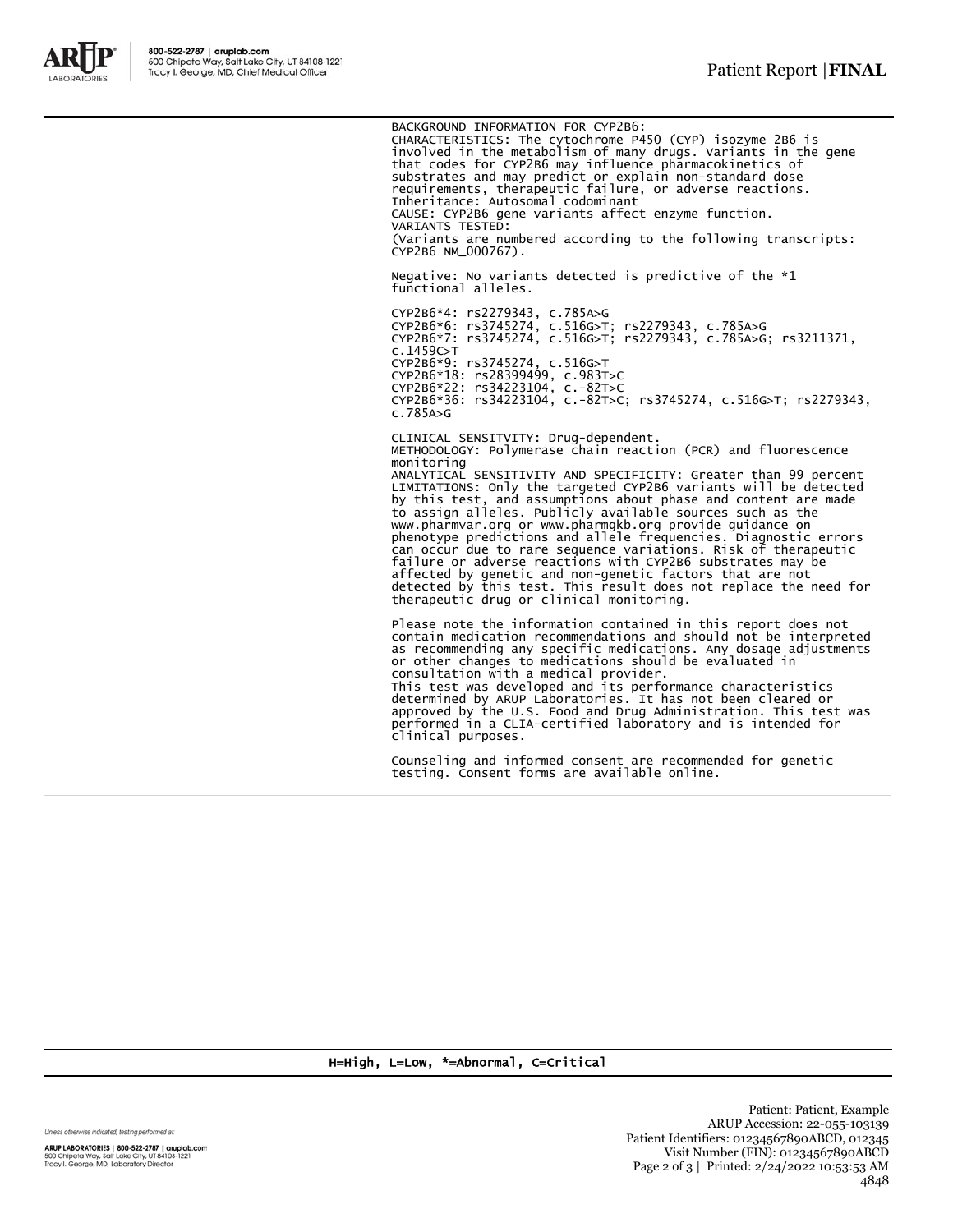BACKGROUND INFORMATION FOR CYP2B6:
CHARACTERISTICS: The cytochrome P450 (CYP) isozyme 2B6 is involved in the metabolism of many drugs. Variants in the gene that codes for CYP2B6 may influence pharmacokinetics of substrates and may predict or explain non-standard dose requirements, therapeutic failure, or adverse reactions.
Inheritance: Autosomal codominant
CAUSE: CYP2B6 gene variants affect enzyme function.
VARIANTS TESTED:
(Variants are numbered according to the following transcripts: CYP2B6 NM_000767).

Negative: No variants detected is predictive of the *1 functional alleles.

CYP2B6*4: rs2279343, c.785A>G
CYP2B6*6: rs3745274, c.516G>T; rs2279343, c.785A>G
CYP2B6*7: rs3745274, c.516G>T; rs2279343, c.785A>G; rs3211371, c.1459C>T
CYP2B6*9: rs3745274, c.516G>T
CYP2B6*18: rs28399499, c.983T>C
CYP2B6*22: rs34223104, c.-82T>C
CYP2B6*36: rs34223104, c.-82T>C; rs3745274, c.516G>T; rs2279343, c.785A>G

CLINICAL SENSITVITY: Drug-dependent.
METHODOLOGY: Polymerase chain reaction (PCR) and fluorescence monitoring
ANALYTICAL SENSITIVITY AND SPECIFICITY: Greater than 99 percent
LIMITATIONS: Only the targeted CYP2B6 variants will be detected by this test, and assumptions about phase and content are made to assign alleles. Publicly available sources such as the www.pharmvar.org or www.pharmgkb.org provide guidance on phenotype predictions and allele frequencies. Diagnostic errors can occur due to rare sequence variations. Risk of therapeutic failure or adverse reactions with CYP2B6 substrates may be affected by genetic and non-genetic factors that are not detected by this test. This result does not replace the need for therapeutic drug or clinical monitoring.

Please note the information contained in this report does not contain medication recommendations and should not be interpreted as recommending any specific medications. Any dosage adjustments or other changes to medications should be evaluated in consultation with a medical provider.
This test was developed and its performance characteristics determined by ARUP Laboratories. It has not been cleared or approved by the U.S. Food and Drug Administration. This test was performed in a CLIA-certified laboratory and is intended for clinical purposes.

Counseling and informed consent are recommended for genetic testing. Consent forms are available online.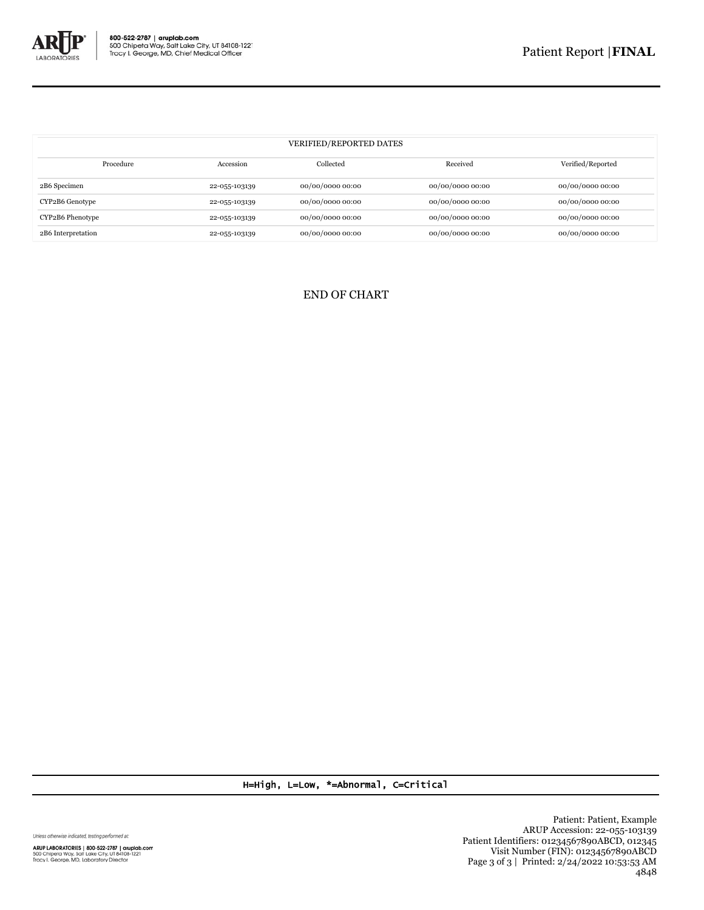VERIFIED/REPORTED DATES

| Procedure | Accession | Collected | Received | Verified/Reported |
|---|---|---|---|---|
| 2B6 Specimen | 22-055-103139 | 00/00/0000 00:00 | 00/00/0000 00:00 | 00/00/0000 00:00 |
| CYP2B6 Genotype | 22-055-103139 | 00/00/0000 00:00 | 00/00/0000 00:00 | 00/00/0000 00:00 |
| CYP2B6 Phenotype | 22-055-103139 | 00/00/0000 00:00 | 00/00/0000 00:00 | 00/00/0000 00:00 |
| 2B6 Interpretation | 22-055-103139 | 00/00/0000 00:00 | 00/00/0000 00:00 | 00/00/0000 00:00 |

END OF CHART

H=High, L=Low, *=Abnormal, C=Critical